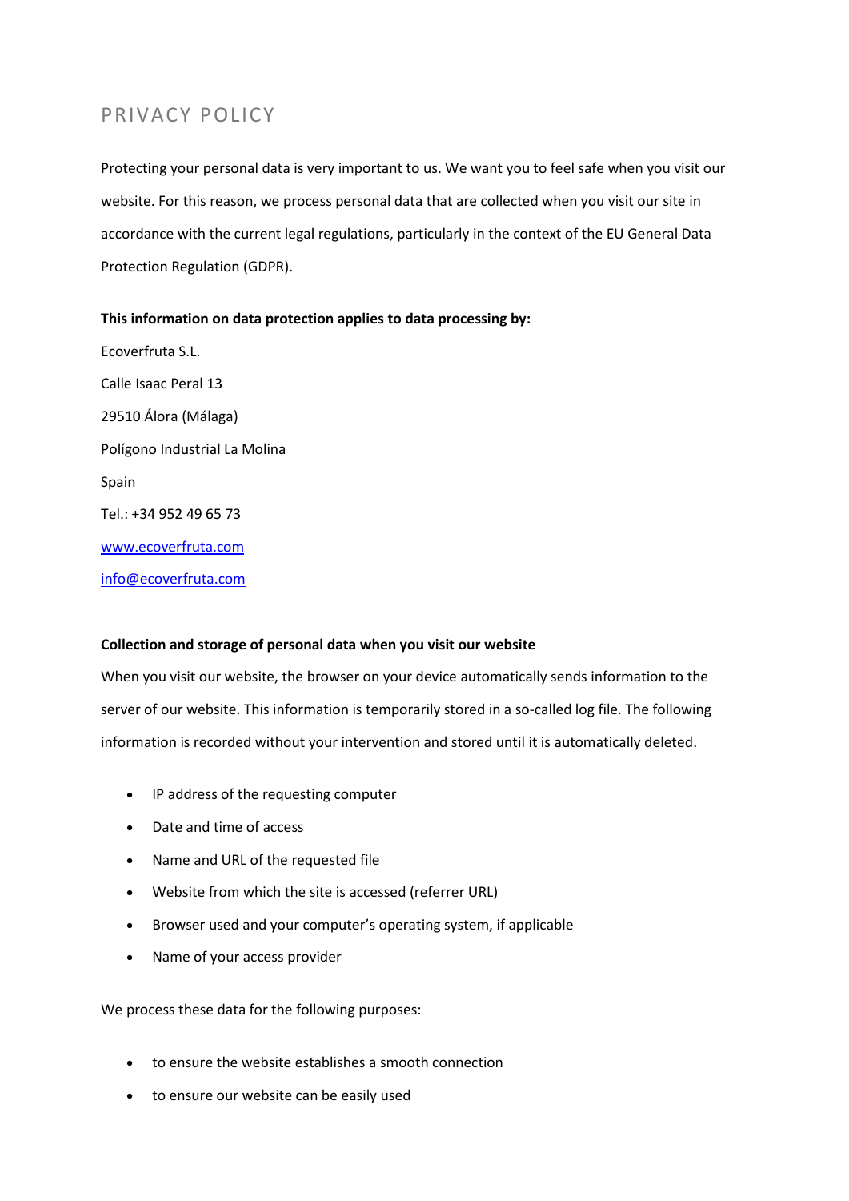# PRIVACY POLICY

Protecting your personal data is very important to us. We want you to feel safe when you visit our website. For this reason, we process personal data that are collected when you visit our site in accordance with the current legal regulations, particularly in the context of the EU General Data Protection Regulation (GDPR).

**This information on data protection applies to data processing by:**

Ecoverfruta S.L.

Calle Isaac Peral 13

29510 Álora (Málaga)

Polígono Industrial La Molina

Spain

Tel.: +34 952 49 65 73

[www.ecoverfruta.com](http://www.ecoverfruta.com)

[info@ecoverfruta.com](mailto:info@ecoverfruta.com)

**Collection and storage of personal data when you visit our website**

When you visit our website, the browser on your device automatically sends information to the server of our website. This information is temporarily stored in a so-called log file. The following information is recorded without your intervention and stored until it is automatically deleted.

- IP address of the requesting computer
- Date and time of access
- Name and URL of the requested file
- Website from which the site is accessed (referrer URL)
- Browser used and your computer's operating system, if applicable
- Name of your access provider

We process these data for the following purposes:

- to ensure the website establishes a smooth connection
- to ensure our website can be easily used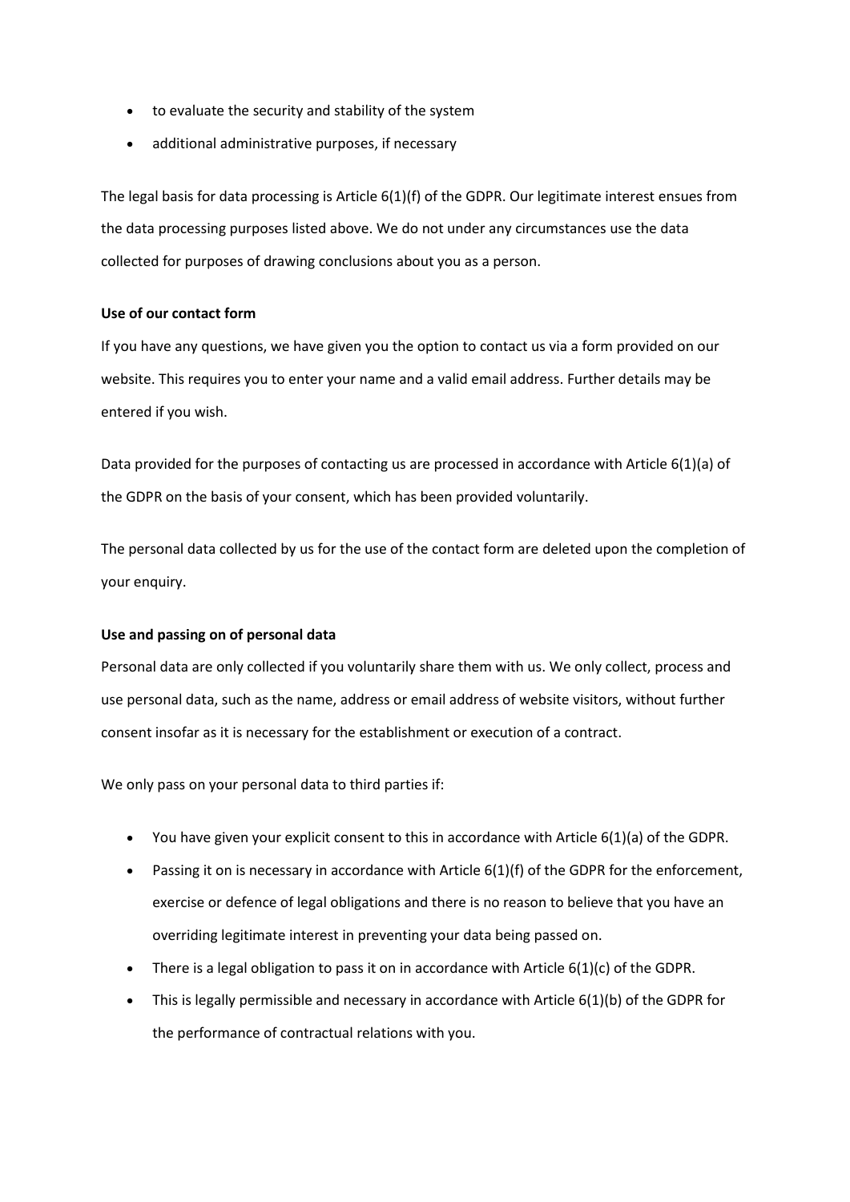- to evaluate the security and stability of the system
- additional administrative purposes, if necessary

The legal basis for data processing is Article 6(1)(f) of the GDPR. Our legitimate interest ensues from the data processing purposes listed above. We do not under any circumstances use the data collected for purposes of drawing conclusions about you as a person.

**Use of our contact form**

If you have any questions, we have given you the option to contact us via a form provided on our website. This requires you to enter your name and a valid email address. Further details may be entered if you wish.

Data provided for the purposes of contacting us are processed in accordance with Article 6(1)(a) of the GDPR on the basis of your consent, which has been provided voluntarily.

The personal data collected by us for the use of the contact form are deleted upon the completion of your enquiry.

**Use and passing on of personal data**

Personal data are only collected if you voluntarily share them with us. We only collect, process and use personal data, such as the name, address or email address of website visitors, without further consent insofar as it is necessary for the establishment or execution of a contract.

We only pass on your personal data to third parties if:

- You have given your explicit consent to this in accordance with Article 6(1)(a) of the GDPR.
- Passing it on is necessary in accordance with Article 6(1)(f) of the GDPR for the enforcement, exercise or defence of legal obligations and there is no reason to believe that you have an overriding legitimate interest in preventing your data being passed on.
- There is a legal obligation to pass it on in accordance with Article 6(1)(c) of the GDPR.
- This is legally permissible and necessary in accordance with Article 6(1)(b) of the GDPR for the performance of contractual relations with you.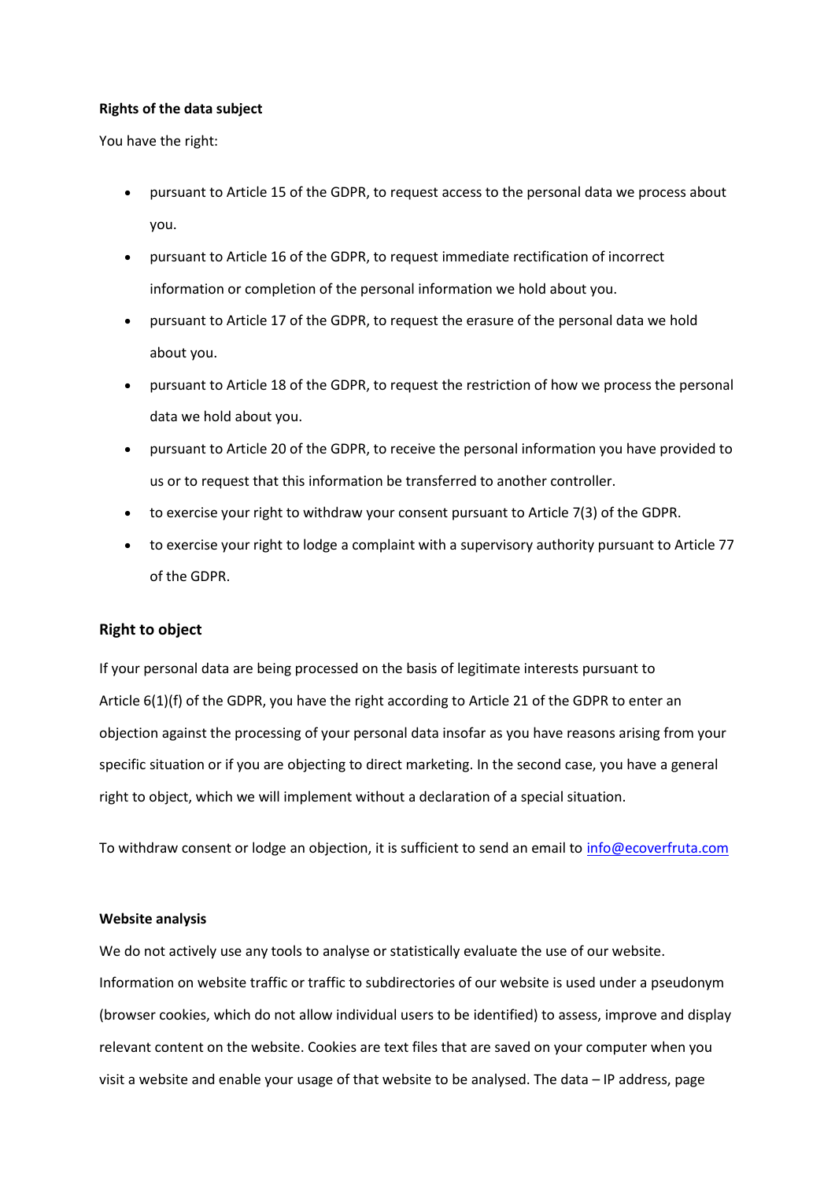**Rights of the data subject**

You have the right:

- pursuant to Article 15 of the GDPR, to request access to the personal data we process about you.
- pursuant to Article 16 of the GDPR, to request immediate rectification of incorrect information or completion of the personal information we hold about you.
- pursuant to Article 17 of the GDPR, to request the erasure of the personal data we hold about you.
- pursuant to Article 18 of the GDPR, to request the restriction of how we process the personal data we hold about you.
- pursuant to Article 20 of the GDPR, to receive the personal information you have provided to us or to request that this information be transferred to another controller.
- to exercise your right to withdraw your consent pursuant to Article 7(3) of the GDPR.
- to exercise your right to lodge a complaint with a supervisory authority pursuant to Article 77 of the GDPR.

## Right to object

If your personal data are being processed on the basis of legitimate interests pursuant to Article 6(1)(f) of the GDPR, you have the right according to Article 21 of the GDPR to enter an objection against the processing of your personal data insofar as you have reasons arising from your specific situation or if you are objecting to direct marketing. In the second case, you have a general right to object, which we will implement without a declaration of a special situation.

To withdraw consent or lodge an objection, it is sufficient to send an email to info@ecoverfruta.com

**Website analysis**

We do not actively use any tools to analyse or statistically evaluate the use of our website. Information on website traffic or traffic to subdirectories of our website is used under a pseudonym (browser cookies, which do not allow individual users to be identified) to assess, improve and display relevant content on the website. Cookies are text files that are saved on your computer when you visit a website and enable your usage of that website to be analysed. The data – IP address, page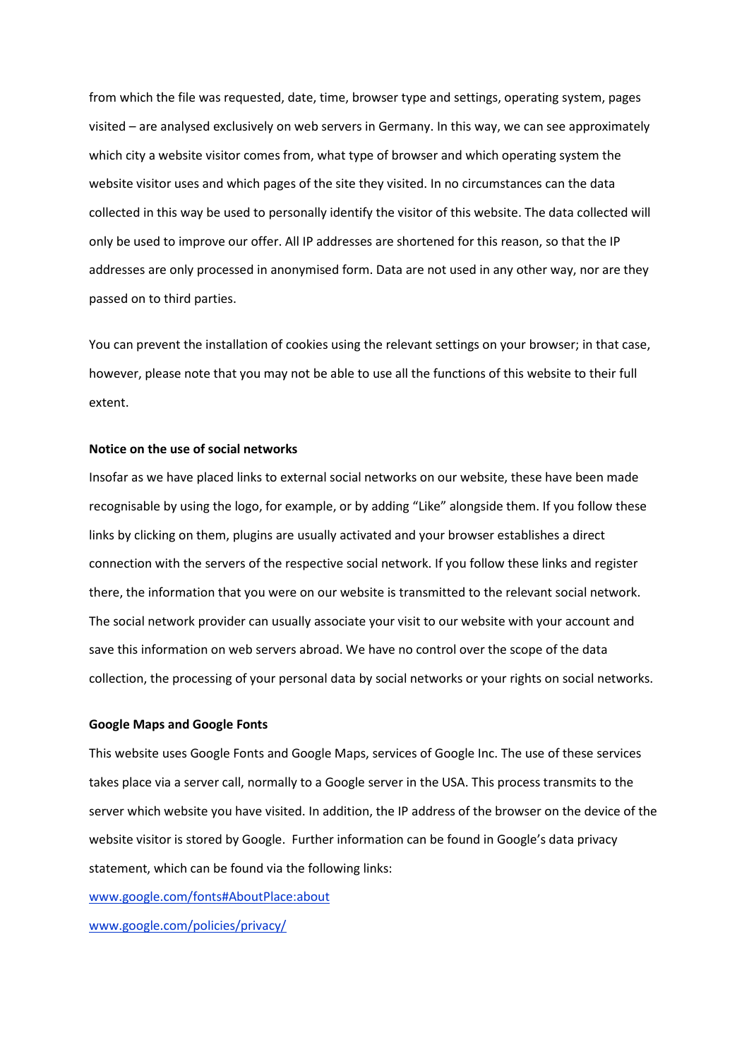from which the file was requested, date, time, browser type and settings, operating system, pages visited – are analysed exclusively on web servers in Germany. In this way, we can see approximately which city a website visitor comes from, what type of browser and which operating system the website visitor uses and which pages of the site they visited. In no circumstances can the data collected in this way be used to personally identify the visitor of this website. The data collected will only be used to improve our offer. All IP addresses are shortened for this reason, so that the IP addresses are only processed in anonymised form. Data are not used in any other way, nor are they passed on to third parties.

You can prevent the installation of cookies using the relevant settings on your browser; in that case, however, please note that you may not be able to use all the functions of this website to their full extent.

**Notice on the use of social networks**

Insofar as we have placed links to external social networks on our website, these have been made recognisable by using the logo, for example, or by adding "Like" alongside them. If you follow these links by clicking on them, plugins are usually activated and your browser establishes a direct connection with the servers of the respective social network. If you follow these links and register there, the information that you were on our website is transmitted to the relevant social network. The social network provider can usually associate your visit to our website with your account and save this information on web servers abroad. We have no control over the scope of the data collection, the processing of your personal data by social networks or your rights on social networks.

**Google Maps and Google Fonts**

This website uses Google Fonts and Google Maps, services of Google Inc. The use of these services takes place via a server call, normally to a Google server in the USA. This process transmits to the server which website you have visited. In addition, the IP address of the browser on the device of the website visitor is stored by Google. Further information can be found in Google's data privacy statement, which can be found via the following links:

www.google.com/fonts#AboutPlace:about

www.google.com/policies/privacy/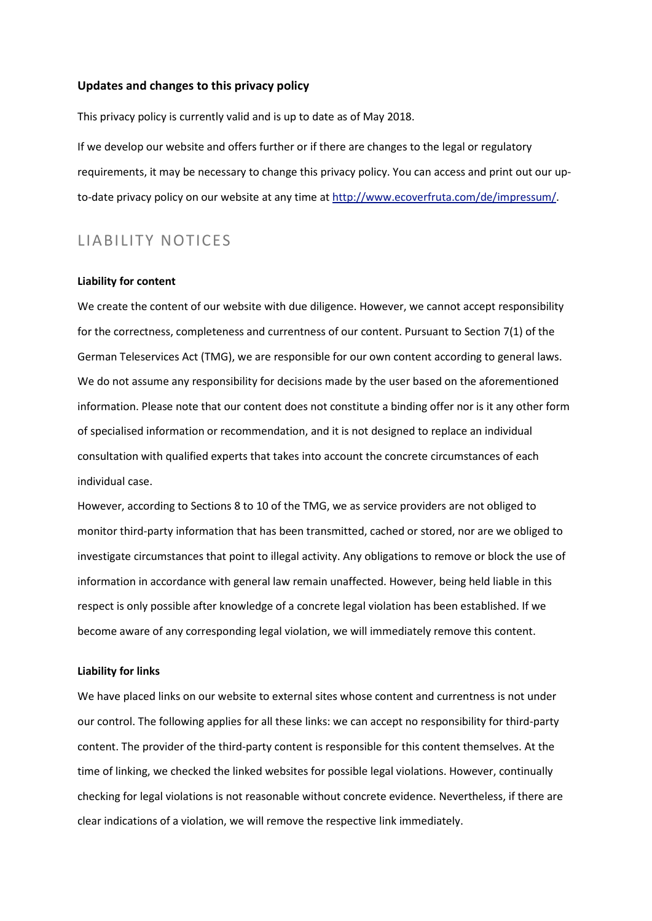**Updates and changes to this privacy policy**

This privacy policy is currently valid and is up to date as of May 2018.

If we develop our website and offers further or if there are changes to the legal or regulatory requirements, it may be necessary to change this privacy policy. You can access and print out our up-to-date privacy policy on our website at any time at [http://www.ecoverfruta.com/de/impressum/](http://www.ecoverfruta.com/de/impressum/).

## LIABILITY NOTICES

**Liability for content**

We create the content of our website with due diligence. However, we cannot accept responsibility for the correctness, completeness and currentness of our content. Pursuant to Section 7(1) of the German Teleservices Act (TMG), we are responsible for our own content according to general laws. We do not assume any responsibility for decisions made by the user based on the aforementioned information. Please note that our content does not constitute a binding offer nor is it any other form of specialised information or recommendation, and it is not designed to replace an individual consultation with qualified experts that takes into account the concrete circumstances of each individual case.

However, according to Sections 8 to 10 of the TMG, we as service providers are not obliged to monitor third-party information that has been transmitted, cached or stored, nor are we obliged to investigate circumstances that point to illegal activity. Any obligations to remove or block the use of information in accordance with general law remain unaffected. However, being held liable in this respect is only possible after knowledge of a concrete legal violation has been established. If we become aware of any corresponding legal violation, we will immediately remove this content.

**Liability for links**

We have placed links on our website to external sites whose content and currentness is not under our control. The following applies for all these links: we can accept no responsibility for third-party content. The provider of the third-party content is responsible for this content themselves. At the time of linking, we checked the linked websites for possible legal violations. However, continually checking for legal violations is not reasonable without concrete evidence. Nevertheless, if there are clear indications of a violation, we will remove the respective link immediately.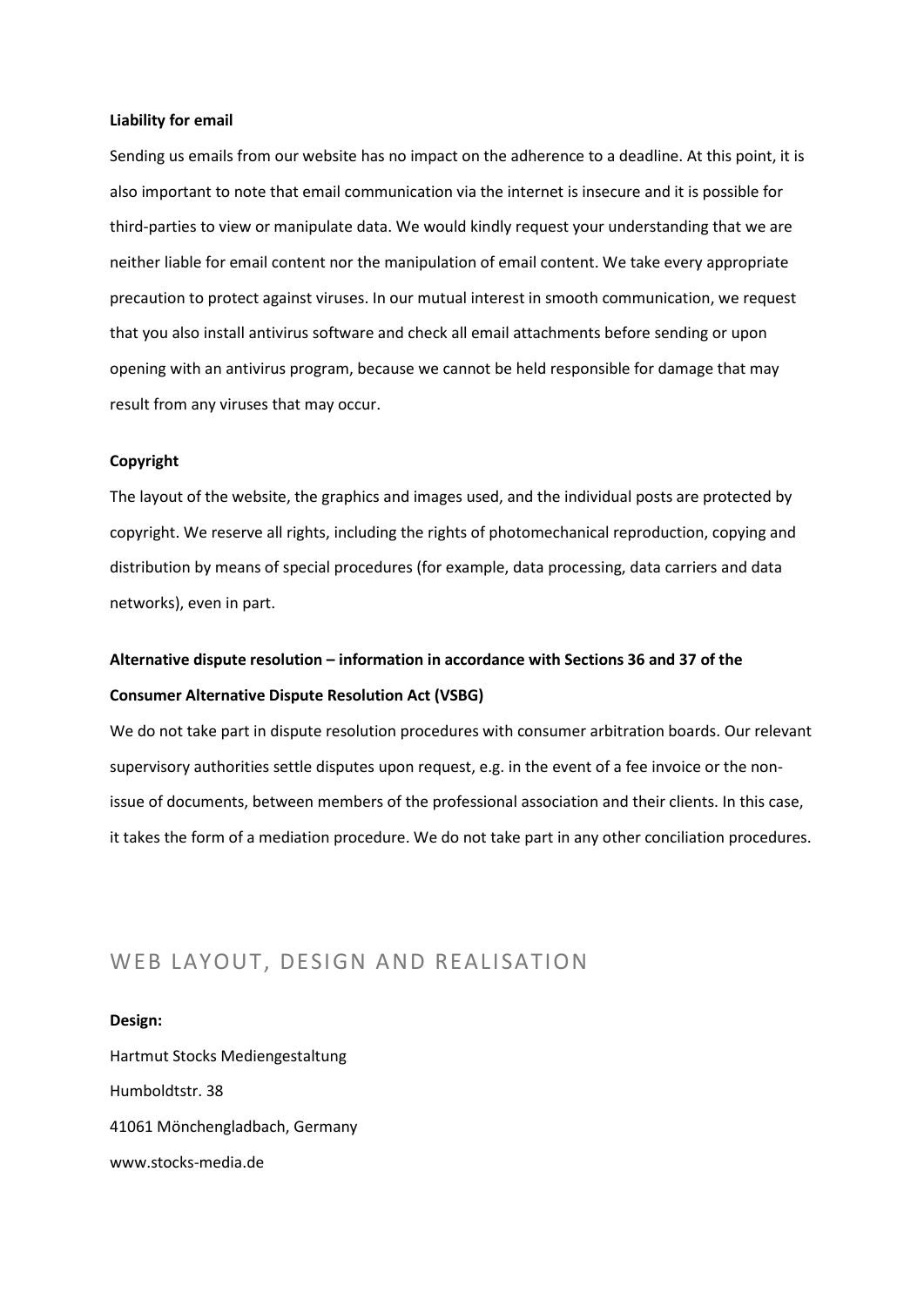**Liability for email**

Sending us emails from our website has no impact on the adherence to a deadline. At this point, it is also important to note that email communication via the internet is insecure and it is possible for third-parties to view or manipulate data. We would kindly request your understanding that we are neither liable for email content nor the manipulation of email content. We take every appropriate precaution to protect against viruses. In our mutual interest in smooth communication, we request that you also install antivirus software and check all email attachments before sending or upon opening with an antivirus program, because we cannot be held responsible for damage that may result from any viruses that may occur.

**Copyright**

The layout of the website, the graphics and images used, and the individual posts are protected by copyright. We reserve all rights, including the rights of photomechanical reproduction, copying and distribution by means of special procedures (for example, data processing, data carriers and data networks), even in part.

**Alternative dispute resolution – information in accordance with Sections 36 and 37 of the Consumer Alternative Dispute Resolution Act (VSBG)**

We do not take part in dispute resolution procedures with consumer arbitration boards. Our relevant supervisory authorities settle disputes upon request, e.g. in the event of a fee invoice or the non-issue of documents, between members of the professional association and their clients. In this case, it takes the form of a mediation procedure. We do not take part in any other conciliation procedures.

## WEB LAYOUT, DESIGN AND REALISATION

**Design:**

Hartmut Stocks Mediengestaltung

Humboldtstr. 38

41061 Mönchengladbach, Germany

www.stocks-media.de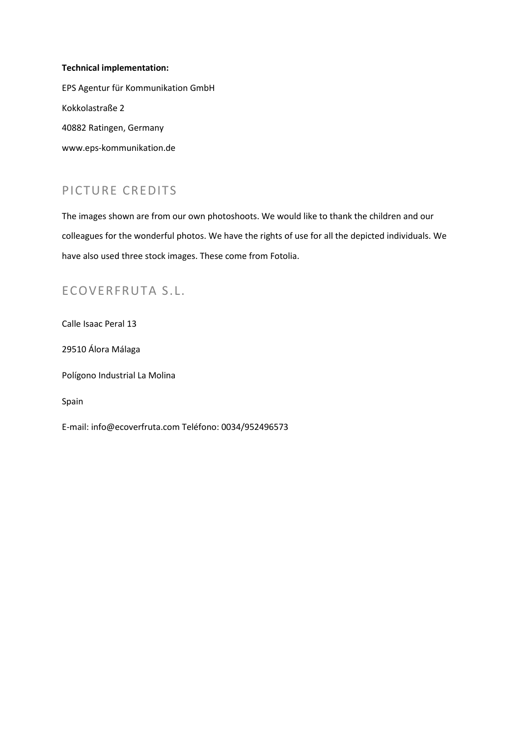**Technical implementation:**

EPS Agentur für Kommunikation GmbH

Kokkolastraße 2

40882 Ratingen, Germany

www.eps-kommunikation.de

## PICTURE CREDITS

The images shown are from our own photoshoots. We would like to thank the children and our colleagues for the wonderful photos. We have the rights of use for all the depicted individuals. We have also used three stock images. These come from Fotolia.

## ECOVERFRUTA S.L.

Calle Isaac Peral 13

29510 Álora Málaga

Polígono Industrial La Molina

Spain

E-mail: info@ecoverfruta.com Teléfono: 0034/952496573